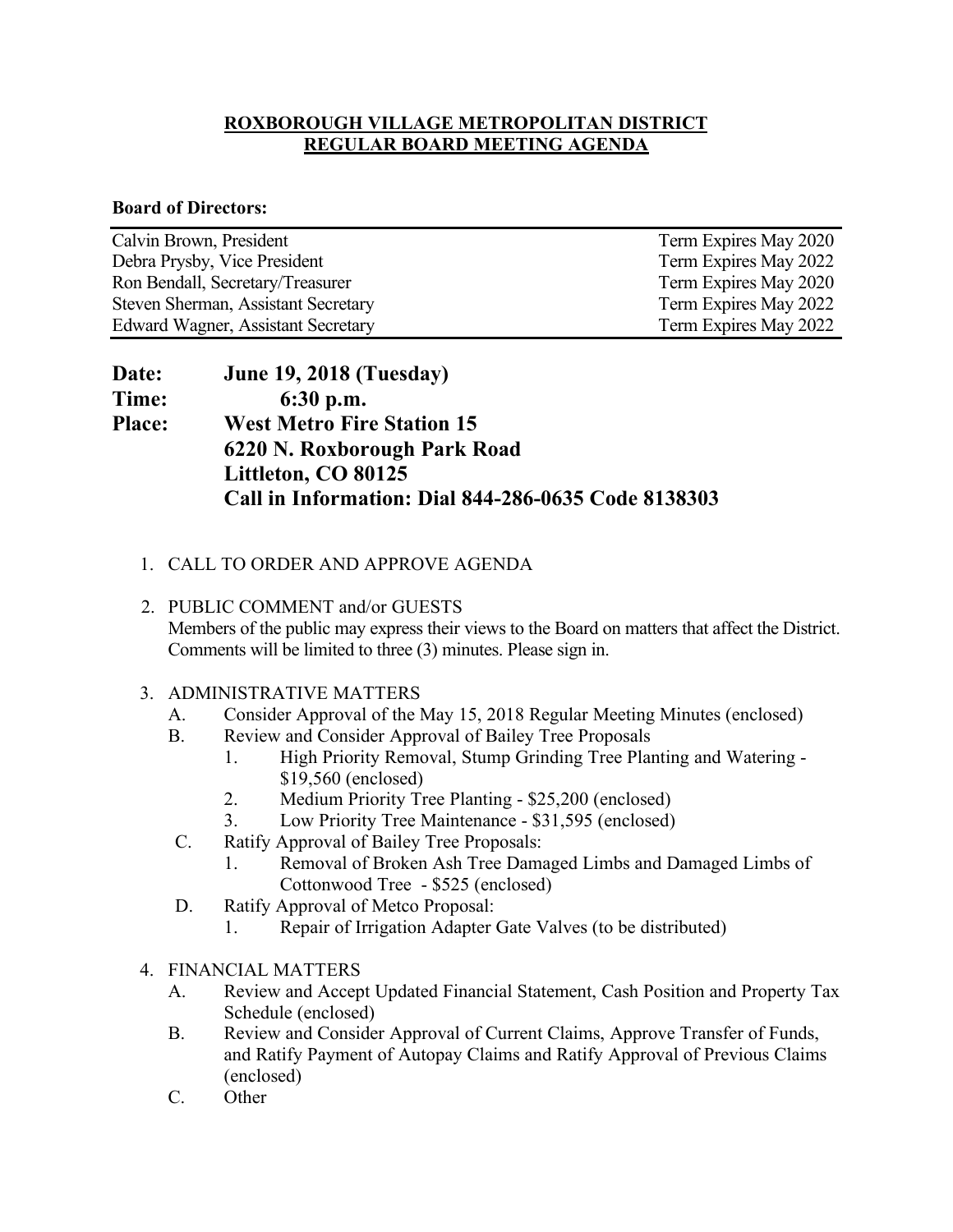# ROXBOROUGH VILLAGE METROPOLITAN DISTRICT
# REGULAR BOARD MEETING AGENDA

**Board of Directors:**

| | |
|---|---|
| Calvin Brown, President | Term Expires May 2020 |
| Debra Prysby, Vice President | Term Expires May 2022 |
| Ron Bendall, Secretary/Treasurer | Term Expires May 2020 |
| Steven Sherman, Assistant Secretary | Term Expires May 2022 |
| Edward Wagner, Assistant Secretary | Term Expires May 2022 |

**Date:** **June 19, 2018 (Tuesday)**
**Time:** **6:30 p.m.**
**Place:** **West Metro Fire Station 15**
**6220 N. Roxborough Park Road**
**Littleton, CO 80125**
**Call in Information: Dial 844-286-0635 Code 8138303**

1. CALL TO ORDER AND APPROVE AGENDA

2. PUBLIC COMMENT and/or GUESTS
   Members of the public may express their views to the Board on matters that affect the District. Comments will be limited to three (3) minutes. Please sign in.

3. ADMINISTRATIVE MATTERS
   A. Consider Approval of the May 15, 2018 Regular Meeting Minutes (enclosed)
   B. Review and Consider Approval of Bailey Tree Proposals
      1. High Priority Removal, Stump Grinding Tree Planting and Watering - $19,560 (enclosed)
      2. Medium Priority Tree Planting - $25,200 (enclosed)
      3. Low Priority Tree Maintenance - $31,595 (enclosed)
   C. Ratify Approval of Bailey Tree Proposals:
      1. Removal of Broken Ash Tree Damaged Limbs and Damaged Limbs of Cottonwood Tree - $525 (enclosed)
   D. Ratify Approval of Metco Proposal:
      1. Repair of Irrigation Adapter Gate Valves (to be distributed)

4. FINANCIAL MATTERS
   A. Review and Accept Updated Financial Statement, Cash Position and Property Tax Schedule (enclosed)
   B. Review and Consider Approval of Current Claims, Approve Transfer of Funds, and Ratify Payment of Autopay Claims and Ratify Approval of Previous Claims (enclosed)
   C. Other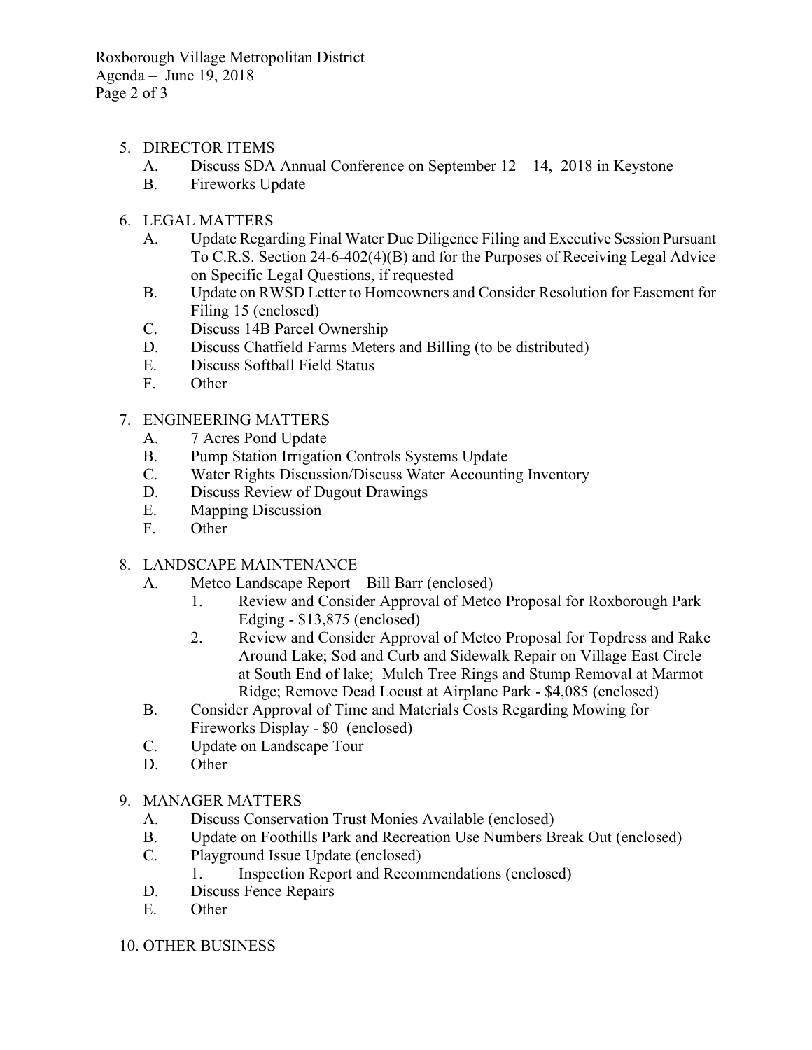5. DIRECTOR ITEMS
   - A. Discuss SDA Annual Conference on September 12 – 14, 2018 in Keystone
   - B. Fireworks Update

6. LEGAL MATTERS
   - A. Update Regarding Final Water Due Diligence Filing and Executive Session Pursuant To C.R.S. Section 24-6-402(4)(B) and for the Purposes of Receiving Legal Advice on Specific Legal Questions, if requested
   - B. Update on RWSD Letter to Homeowners and Consider Resolution for Easement for Filing 15 (enclosed)
   - C. Discuss 14B Parcel Ownership
   - D. Discuss Chatfield Farms Meters and Billing (to be distributed)
   - E. Discuss Softball Field Status
   - F. Other

7. ENGINEERING MATTERS
   - A. 7 Acres Pond Update
   - B. Pump Station Irrigation Controls Systems Update
   - C. Water Rights Discussion/Discuss Water Accounting Inventory
   - D. Discuss Review of Dugout Drawings
   - E. Mapping Discussion
   - F. Other

8. LANDSCAPE MAINTENANCE
   - A. Metco Landscape Report – Bill Barr (enclosed)
     1. Review and Consider Approval of Metco Proposal for Roxborough Park Edging - $13,875 (enclosed)
     2. Review and Consider Approval of Metco Proposal for Topdress and Rake Around Lake; Sod and Curb and Sidewalk Repair on Village East Circle at South End of lake; Mulch Tree Rings and Stump Removal at Marmot Ridge; Remove Dead Locust at Airplane Park - $4,085 (enclosed)
   - B. Consider Approval of Time and Materials Costs Regarding Mowing for Fireworks Display - $0 (enclosed)
   - C. Update on Landscape Tour
   - D. Other

9. MANAGER MATTERS
   - A. Discuss Conservation Trust Monies Available (enclosed)
   - B. Update on Foothills Park and Recreation Use Numbers Break Out (enclosed)
   - C. Playground Issue Update (enclosed)
     1. Inspection Report and Recommendations (enclosed)
   - D. Discuss Fence Repairs
   - E. Other

10. OTHER BUSINESS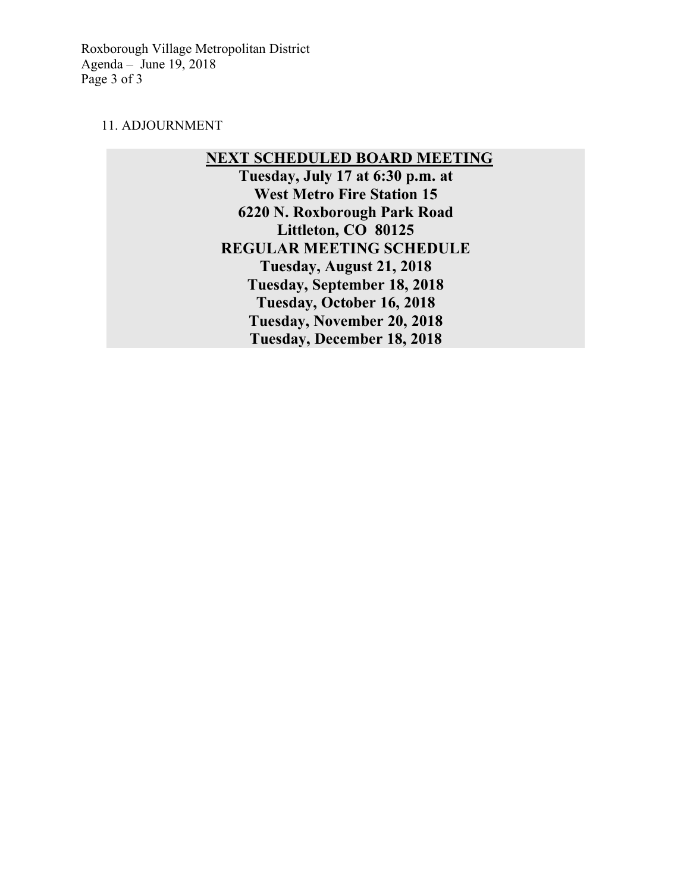11. ADJOURNMENT

**<u>NEXT SCHEDULED BOARD MEETING</u>**

**Tuesday, July 17 at 6:30 p.m. at**
**West Metro Fire Station 15**
**6220 N. Roxborough Park Road**
**Littleton, CO 80125**

**REGULAR MEETING SCHEDULE**

**Tuesday, August 21, 2018**
**Tuesday, September 18, 2018**
**Tuesday, October 16, 2018**
**Tuesday, November 20, 2018**
**Tuesday, December 18, 2018**